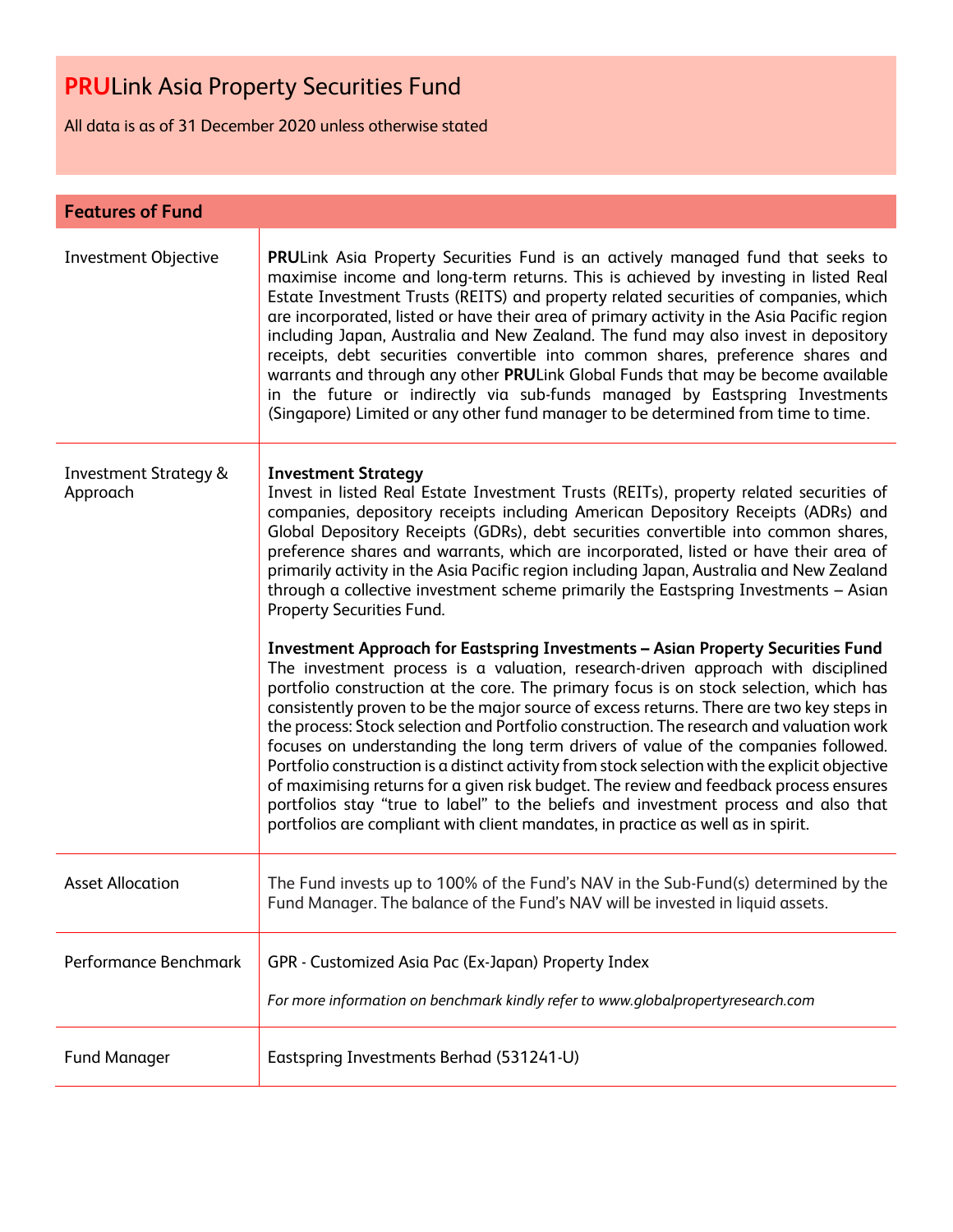# **PRU**Link Asia Property Securities Fund

All data is as of 31 December 2020 unless otherwise stated

## Features of Fund

| | |
|---|---|
| Investment Objective | **PRU**Link Asia Property Securities Fund is an actively managed fund that seeks to maximise income and long-term returns. This is achieved by investing in listed Real Estate Investment Trusts (REITS) and property related securities of companies, which are incorporated, listed or have their area of primary activity in the Asia Pacific region including Japan, Australia and New Zealand. The fund may also invest in depository receipts, debt securities convertible into common shares, preference shares and warrants and through any other **PRU**Link Global Funds that may be become available in the future or indirectly via sub-funds managed by Eastspring Investments (Singapore) Limited or any other fund manager to be determined from time to time. |
| Investment Strategy & Approach | **Investment Strategy**<br>Invest in listed Real Estate Investment Trusts (REITs), property related securities of companies, depository receipts including American Depository Receipts (ADRs) and Global Depository Receipts (GDRs), debt securities convertible into common shares, preference shares and warrants, which are incorporated, listed or have their area of primarily activity in the Asia Pacific region including Japan, Australia and New Zealand through a collective investment scheme primarily the Eastspring Investments – Asian Property Securities Fund.<br><br>**Investment Approach for Eastspring Investments – Asian Property Securities Fund**<br>The investment process is a valuation, research-driven approach with disciplined portfolio construction at the core. The primary focus is on stock selection, which has consistently proven to be the major source of excess returns. There are two key steps in the process: Stock selection and Portfolio construction. The research and valuation work focuses on understanding the long term drivers of value of the companies followed. Portfolio construction is a distinct activity from stock selection with the explicit objective of maximising returns for a given risk budget. The review and feedback process ensures portfolios stay "true to label" to the beliefs and investment process and also that portfolios are compliant with client mandates, in practice as well as in spirit. |
| Asset Allocation | The Fund invests up to 100% of the Fund's NAV in the Sub-Fund(s) determined by the Fund Manager. The balance of the Fund's NAV will be invested in liquid assets. |
| Performance Benchmark | GPR - Customized Asia Pac (Ex-Japan) Property Index<br><br>*For more information on benchmark kindly refer to www.globalpropertyresearch.com* |
| Fund Manager | Eastspring Investments Berhad (531241-U) |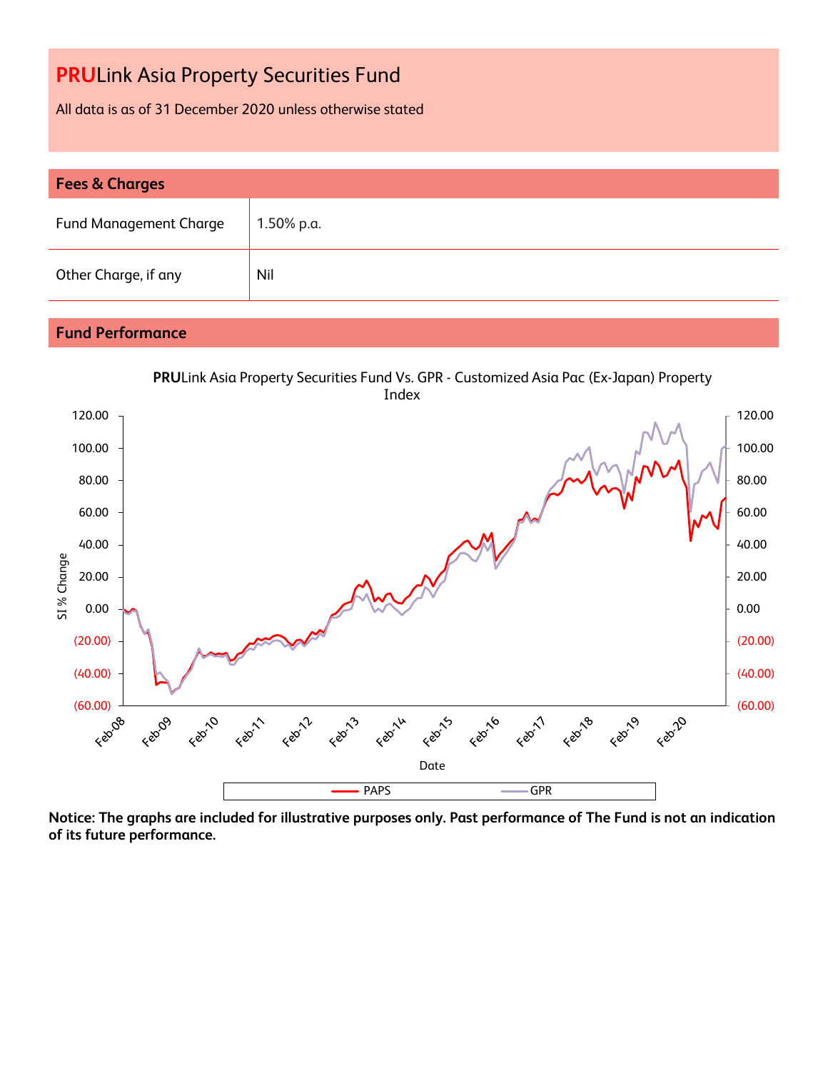# PRULink Asia Property Securities Fund

All data is as of 31 December 2020 unless otherwise stated

## Fees & Charges

| | |
|---|---|
| Fund Management Charge | 1.50% p.a. |
| Other Charge, if any | Nil |

## Fund Performance

**PRU**Link Asia Property Securities Fund Vs. GPR - Customized Asia Pac (Ex-Japan) Property Index

**Notice: The graphs are included for illustrative purposes only. Past performance of The Fund is not an indication of its future performance.**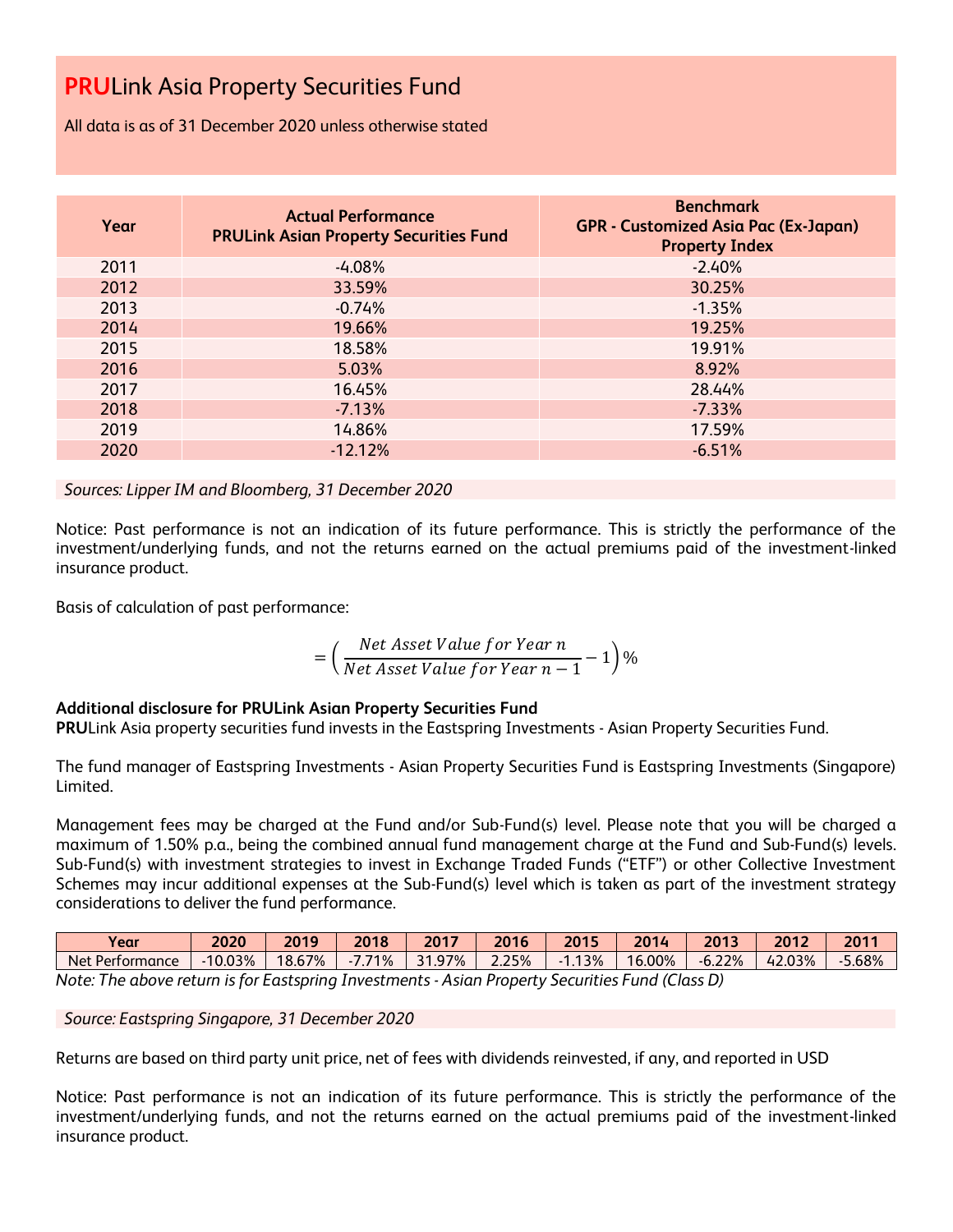# **PRU**Link Asia Property Securities Fund

All data is as of 31 December 2020 unless otherwise stated

| Year | Actual Performance PRULink Asian Property Securities Fund | Benchmark GPR - Customized Asia Pac (Ex-Japan) Property Index |
|---|---|---|
| 2011 | -4.08% | -2.40% |
| 2012 | 33.59% | 30.25% |
| 2013 | -0.74% | -1.35% |
| 2014 | 19.66% | 19.25% |
| 2015 | 18.58% | 19.91% |
| 2016 | 5.03% | 8.92% |
| 2017 | 16.45% | 28.44% |
| 2018 | -7.13% | -7.33% |
| 2019 | 14.86% | 17.59% |
| 2020 | -12.12% | -6.51% |

*Sources: Lipper IM and Bloomberg, 31 December 2020*

Notice: Past performance is not an indication of its future performance. This is strictly the performance of the investment/underlying funds, and not the returns earned on the actual premiums paid of the investment-linked insurance product.

Basis of calculation of past performance:

$$= \left( \frac{Net\ Asset\ Value\ for\ Year\ n}{Net\ Asset\ Value\ for\ Year\ n-1} - 1 \right)\%$$

**Additional disclosure for PRULink Asian Property Securities Fund**

**PRU**Link Asia property securities fund invests in the Eastspring Investments - Asian Property Securities Fund.

The fund manager of Eastspring Investments - Asian Property Securities Fund is Eastspring Investments (Singapore) Limited.

Management fees may be charged at the Fund and/or Sub-Fund(s) level. Please note that you will be charged a maximum of 1.50% p.a., being the combined annual fund management charge at the Fund and Sub-Fund(s) levels. Sub-Fund(s) with investment strategies to invest in Exchange Traded Funds ("ETF") or other Collective Investment Schemes may incur additional expenses at the Sub-Fund(s) level which is taken as part of the investment strategy considerations to deliver the fund performance.

| Year | 2020 | 2019 | 2018 | 2017 | 2016 | 2015 | 2014 | 2013 | 2012 | 2011 |
|---|---|---|---|---|---|---|---|---|---|---|
| Net Performance | -10.03% | 18.67% | -7.71% | 31.97% | 2.25% | -1.13% | 16.00% | -6.22% | 42.03% | -5.68% |

*Note: The above return is for Eastspring Investments - Asian Property Securities Fund (Class D)*

*Source: Eastspring Singapore, 31 December 2020*

Returns are based on third party unit price, net of fees with dividends reinvested, if any, and reported in USD

Notice: Past performance is not an indication of its future performance. This is strictly the performance of the investment/underlying funds, and not the returns earned on the actual premiums paid of the investment-linked insurance product.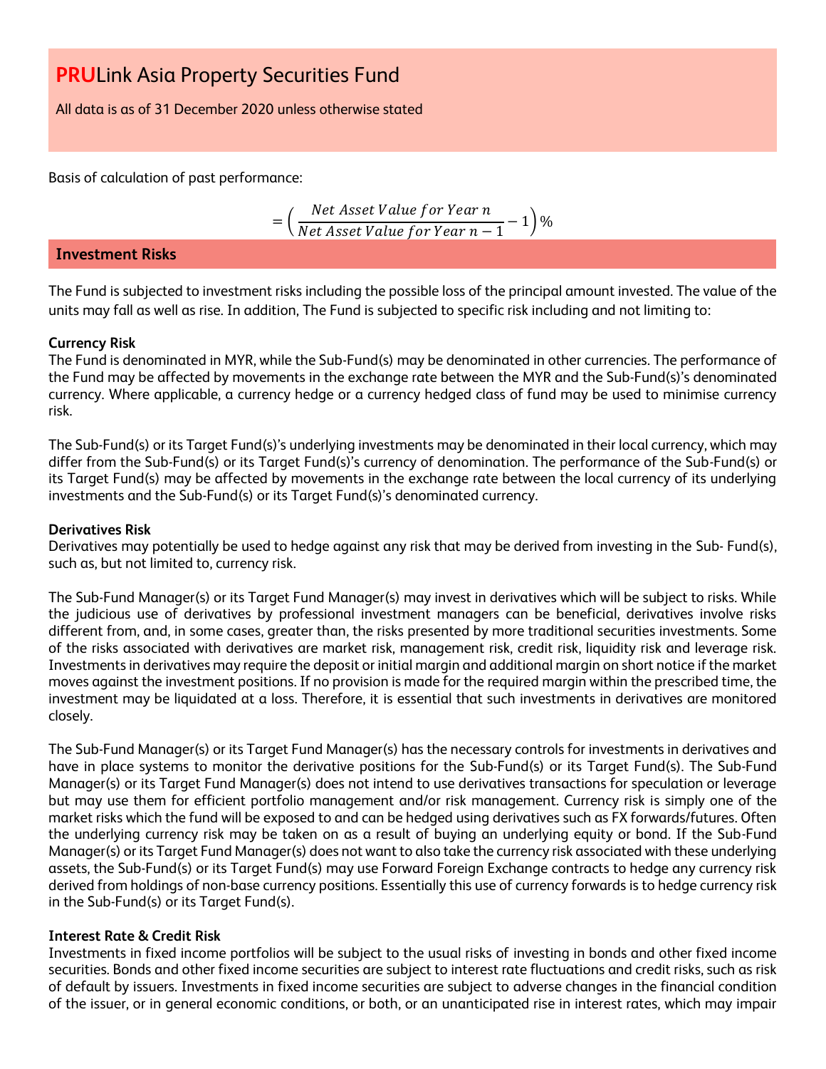# **PRU**Link Asia Property Securities Fund

All data is as of 31 December 2020 unless otherwise stated

Basis of calculation of past performance:

$$= \left( \frac{Net\ Asset\ Value\ for\ Year\ n}{Net\ Asset\ Value\ for\ Year\ n-1} - 1 \right) \%$$

## Investment Risks

The Fund is subjected to investment risks including the possible loss of the principal amount invested. The value of the units may fall as well as rise. In addition, The Fund is subjected to specific risk including and not limiting to:

**Currency Risk**
The Fund is denominated in MYR, while the Sub-Fund(s) may be denominated in other currencies. The performance of the Fund may be affected by movements in the exchange rate between the MYR and the Sub-Fund(s)'s denominated currency. Where applicable, a currency hedge or a currency hedged class of fund may be used to minimise currency risk.

The Sub-Fund(s) or its Target Fund(s)'s underlying investments may be denominated in their local currency, which may differ from the Sub-Fund(s) or its Target Fund(s)'s currency of denomination. The performance of the Sub-Fund(s) or its Target Fund(s) may be affected by movements in the exchange rate between the local currency of its underlying investments and the Sub-Fund(s) or its Target Fund(s)'s denominated currency.

**Derivatives Risk**
Derivatives may potentially be used to hedge against any risk that may be derived from investing in the Sub- Fund(s), such as, but not limited to, currency risk.

The Sub-Fund Manager(s) or its Target Fund Manager(s) may invest in derivatives which will be subject to risks. While the judicious use of derivatives by professional investment managers can be beneficial, derivatives involve risks different from, and, in some cases, greater than, the risks presented by more traditional securities investments. Some of the risks associated with derivatives are market risk, management risk, credit risk, liquidity risk and leverage risk. Investments in derivatives may require the deposit or initial margin and additional margin on short notice if the market moves against the investment positions. If no provision is made for the required margin within the prescribed time, the investment may be liquidated at a loss. Therefore, it is essential that such investments in derivatives are monitored closely.

The Sub-Fund Manager(s) or its Target Fund Manager(s) has the necessary controls for investments in derivatives and have in place systems to monitor the derivative positions for the Sub-Fund(s) or its Target Fund(s). The Sub-Fund Manager(s) or its Target Fund Manager(s) does not intend to use derivatives transactions for speculation or leverage but may use them for efficient portfolio management and/or risk management. Currency risk is simply one of the market risks which the fund will be exposed to and can be hedged using derivatives such as FX forwards/futures. Often the underlying currency risk may be taken on as a result of buying an underlying equity or bond. If the Sub-Fund Manager(s) or its Target Fund Manager(s) does not want to also take the currency risk associated with these underlying assets, the Sub-Fund(s) or its Target Fund(s) may use Forward Foreign Exchange contracts to hedge any currency risk derived from holdings of non-base currency positions. Essentially this use of currency forwards is to hedge currency risk in the Sub-Fund(s) or its Target Fund(s).

**Interest Rate & Credit Risk**
Investments in fixed income portfolios will be subject to the usual risks of investing in bonds and other fixed income securities. Bonds and other fixed income securities are subject to interest rate fluctuations and credit risks, such as risk of default by issuers. Investments in fixed income securities are subject to adverse changes in the financial condition of the issuer, or in general economic conditions, or both, or an unanticipated rise in interest rates, which may impair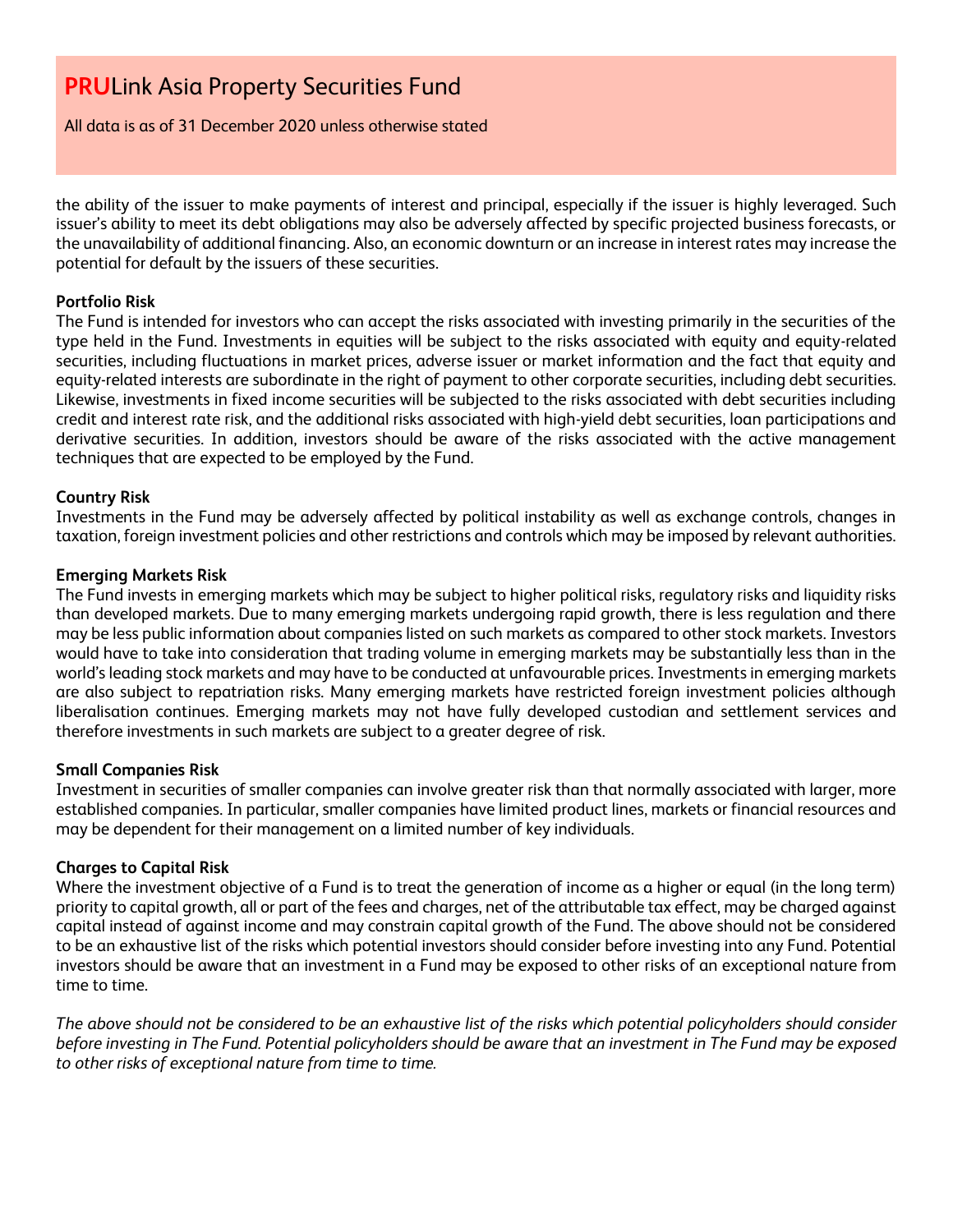the ability of the issuer to make payments of interest and principal, especially if the issuer is highly leveraged. Such issuer's ability to meet its debt obligations may also be adversely affected by specific projected business forecasts, or the unavailability of additional financing. Also, an economic downturn or an increase in interest rates may increase the potential for default by the issuers of these securities.

**Portfolio Risk**
The Fund is intended for investors who can accept the risks associated with investing primarily in the securities of the type held in the Fund. Investments in equities will be subject to the risks associated with equity and equity-related securities, including fluctuations in market prices, adverse issuer or market information and the fact that equity and equity-related interests are subordinate in the right of payment to other corporate securities, including debt securities. Likewise, investments in fixed income securities will be subjected to the risks associated with debt securities including credit and interest rate risk, and the additional risks associated with high-yield debt securities, loan participations and derivative securities. In addition, investors should be aware of the risks associated with the active management techniques that are expected to be employed by the Fund.

**Country Risk**
Investments in the Fund may be adversely affected by political instability as well as exchange controls, changes in taxation, foreign investment policies and other restrictions and controls which may be imposed by relevant authorities.

**Emerging Markets Risk**
The Fund invests in emerging markets which may be subject to higher political risks, regulatory risks and liquidity risks than developed markets. Due to many emerging markets undergoing rapid growth, there is less regulation and there may be less public information about companies listed on such markets as compared to other stock markets. Investors would have to take into consideration that trading volume in emerging markets may be substantially less than in the world's leading stock markets and may have to be conducted at unfavourable prices. Investments in emerging markets are also subject to repatriation risks. Many emerging markets have restricted foreign investment policies although liberalisation continues. Emerging markets may not have fully developed custodian and settlement services and therefore investments in such markets are subject to a greater degree of risk.

**Small Companies Risk**
Investment in securities of smaller companies can involve greater risk than that normally associated with larger, more established companies. In particular, smaller companies have limited product lines, markets or financial resources and may be dependent for their management on a limited number of key individuals.

**Charges to Capital Risk**
Where the investment objective of a Fund is to treat the generation of income as a higher or equal (in the long term) priority to capital growth, all or part of the fees and charges, net of the attributable tax effect, may be charged against capital instead of against income and may constrain capital growth of the Fund. The above should not be considered to be an exhaustive list of the risks which potential investors should consider before investing into any Fund. Potential investors should be aware that an investment in a Fund may be exposed to other risks of an exceptional nature from time to time.

*The above should not be considered to be an exhaustive list of the risks which potential policyholders should consider before investing in The Fund. Potential policyholders should be aware that an investment in The Fund may be exposed to other risks of exceptional nature from time to time.*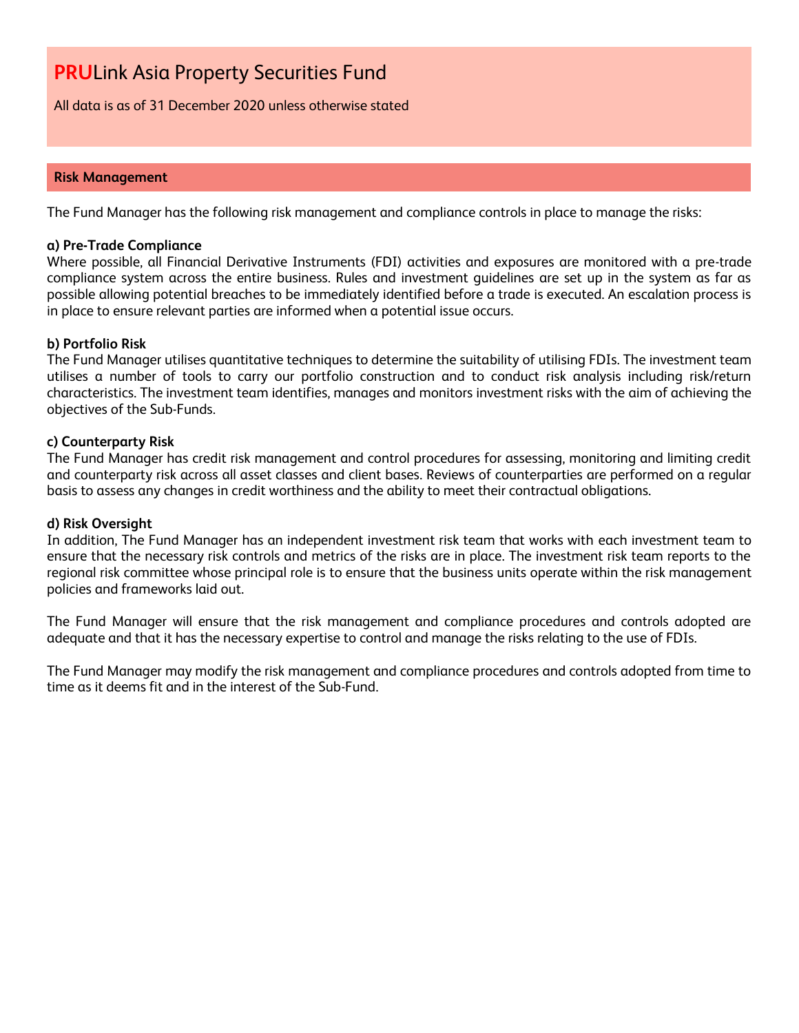# PRULink Asia Property Securities Fund

All data is as of 31 December 2020 unless otherwise stated

## Risk Management

The Fund Manager has the following risk management and compliance controls in place to manage the risks:

**a) Pre-Trade Compliance**
Where possible, all Financial Derivative Instruments (FDI) activities and exposures are monitored with a pre-trade compliance system across the entire business. Rules and investment guidelines are set up in the system as far as possible allowing potential breaches to be immediately identified before a trade is executed. An escalation process is in place to ensure relevant parties are informed when a potential issue occurs.

**b) Portfolio Risk**
The Fund Manager utilises quantitative techniques to determine the suitability of utilising FDIs. The investment team utilises a number of tools to carry our portfolio construction and to conduct risk analysis including risk/return characteristics. The investment team identifies, manages and monitors investment risks with the aim of achieving the objectives of the Sub-Funds.

**c) Counterparty Risk**
The Fund Manager has credit risk management and control procedures for assessing, monitoring and limiting credit and counterparty risk across all asset classes and client bases. Reviews of counterparties are performed on a regular basis to assess any changes in credit worthiness and the ability to meet their contractual obligations.

**d) Risk Oversight**
In addition, The Fund Manager has an independent investment risk team that works with each investment team to ensure that the necessary risk controls and metrics of the risks are in place. The investment risk team reports to the regional risk committee whose principal role is to ensure that the business units operate within the risk management policies and frameworks laid out.

The Fund Manager will ensure that the risk management and compliance procedures and controls adopted are adequate and that it has the necessary expertise to control and manage the risks relating to the use of FDIs.

The Fund Manager may modify the risk management and compliance procedures and controls adopted from time to time as it deems fit and in the interest of the Sub-Fund.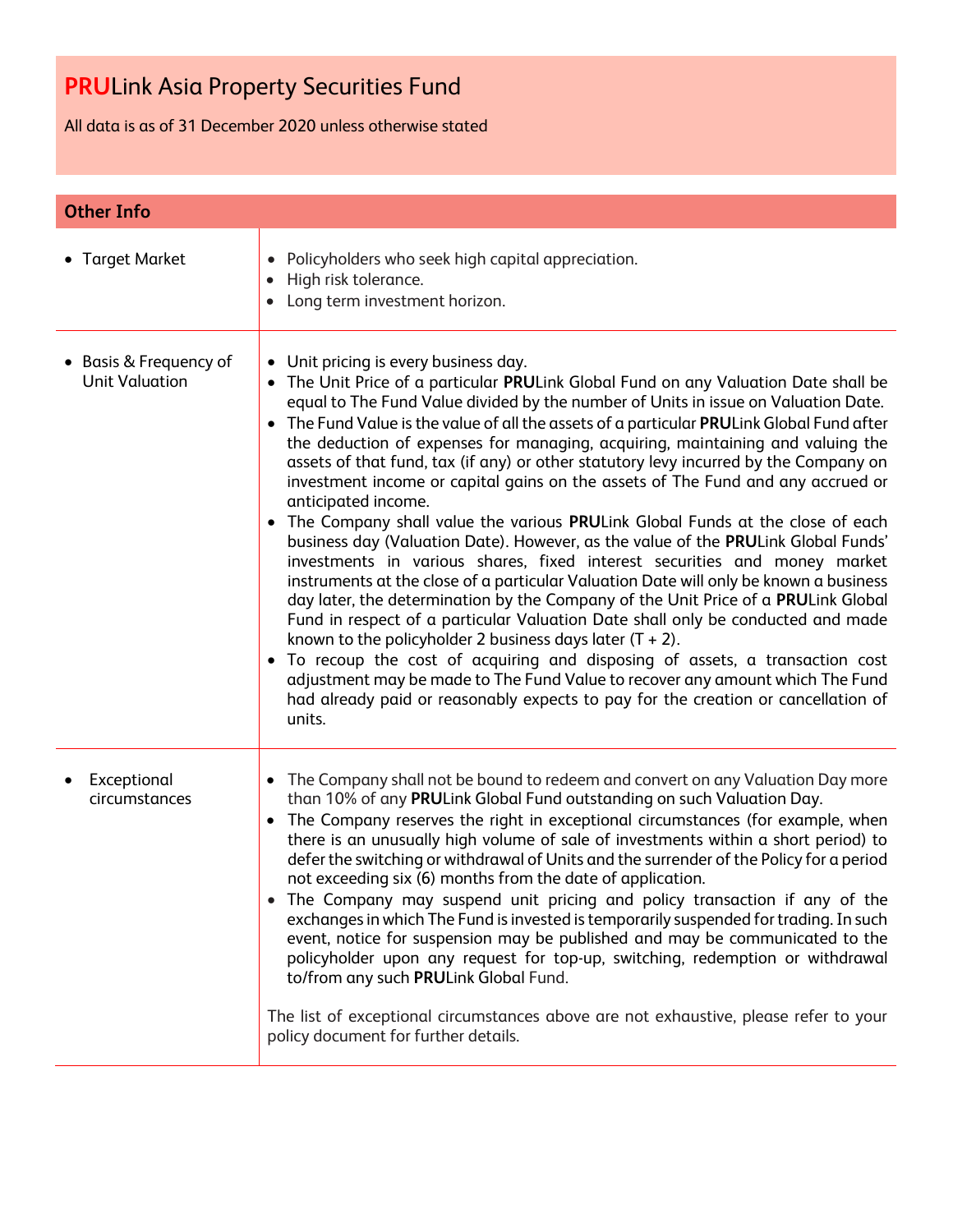# **PRU**Link Asia Property Securities Fund

All data is as of 31 December 2020 unless otherwise stated

## Other Info

| | |
|---|---|
| • Target Market | • Policyholders who seek high capital appreciation.<br>• High risk tolerance.<br>• Long term investment horizon. |
| • Basis & Frequency of Unit Valuation | • Unit pricing is every business day.<br>• The Unit Price of a particular **PRU**Link Global Fund on any Valuation Date shall be equal to The Fund Value divided by the number of Units in issue on Valuation Date.<br>• The Fund Value is the value of all the assets of a particular **PRU**Link Global Fund after the deduction of expenses for managing, acquiring, maintaining and valuing the assets of that fund, tax (if any) or other statutory levy incurred by the Company on investment income or capital gains on the assets of The Fund and any accrued or anticipated income.<br>• The Company shall value the various **PRU**Link Global Funds at the close of each business day (Valuation Date). However, as the value of the **PRU**Link Global Funds' investments in various shares, fixed interest securities and money market instruments at the close of a particular Valuation Date will only be known a business day later, the determination by the Company of the Unit Price of a **PRU**Link Global Fund in respect of a particular Valuation Date shall only be conducted and made known to the policyholder 2 business days later (T + 2).<br>• To recoup the cost of acquiring and disposing of assets, a transaction cost adjustment may be made to The Fund Value to recover any amount which The Fund had already paid or reasonably expects to pay for the creation or cancellation of units. |
| • Exceptional circumstances | • The Company shall not be bound to redeem and convert on any Valuation Day more than 10% of any **PRU**Link Global Fund outstanding on such Valuation Day.<br>• The Company reserves the right in exceptional circumstances (for example, when there is an unusually high volume of sale of investments within a short period) to defer the switching or withdrawal of Units and the surrender of the Policy for a period not exceeding six (6) months from the date of application.<br>• The Company may suspend unit pricing and policy transaction if any of the exchanges in which The Fund is invested is temporarily suspended for trading. In such event, notice for suspension may be published and may be communicated to the policyholder upon any request for top-up, switching, redemption or withdrawal to/from any such **PRU**Link Global Fund.<br><br>The list of exceptional circumstances above are not exhaustive, please refer to your policy document for further details. |